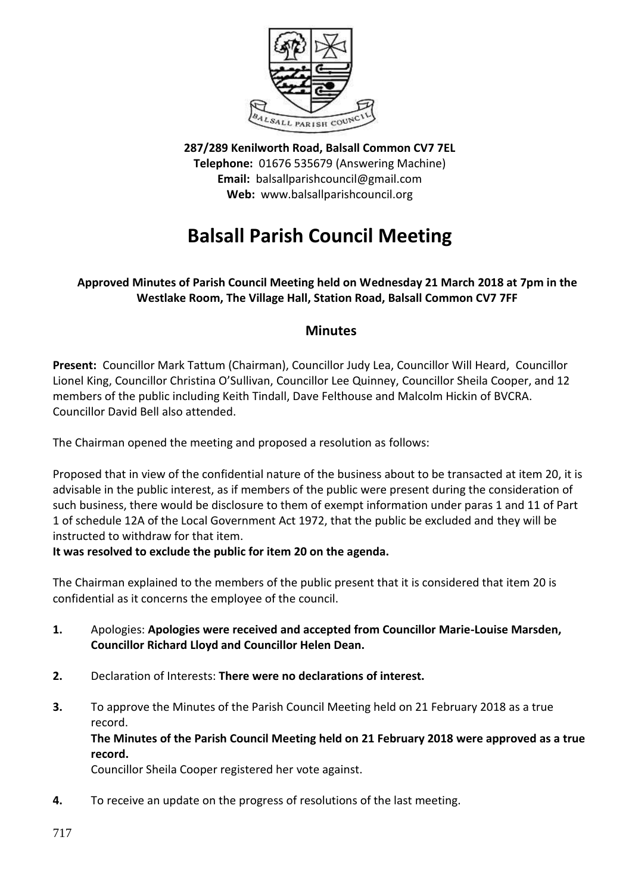**287/289 Kenilworth Road, Balsall Common CV7 7EL**
**Telephone:** 01676 535679 (Answering Machine)
**Email:** balsallparishcouncil@gmail.com
**Web:** www.balsallparishcouncil.org

# Balsall Parish Council Meeting

**Approved Minutes of Parish Council Meeting held on Wednesday 21 March 2018 at 7pm in the Westlake Room, The Village Hall, Station Road, Balsall Common CV7 7FF**

## Minutes

**Present:** Councillor Mark Tattum (Chairman), Councillor Judy Lea, Councillor Will Heard, Councillor Lionel King, Councillor Christina O'Sullivan, Councillor Lee Quinney, Councillor Sheila Cooper, and 12 members of the public including Keith Tindall, Dave Felthouse and Malcolm Hickin of BVCRA. Councillor David Bell also attended.

The Chairman opened the meeting and proposed a resolution as follows:

Proposed that in view of the confidential nature of the business about to be transacted at item 20, it is advisable in the public interest, as if members of the public were present during the consideration of such business, there would be disclosure to them of exempt information under paras 1 and 11 of Part 1 of schedule 12A of the Local Government Act 1972, that the public be excluded and they will be instructed to withdraw for that item.
**It was resolved to exclude the public for item 20 on the agenda.**

The Chairman explained to the members of the public present that it is considered that item 20 is confidential as it concerns the employee of the council.

**1.** Apologies: **Apologies were received and accepted from Councillor Marie-Louise Marsden, Councillor Richard Lloyd and Councillor Helen Dean.**

**2.** Declaration of Interests: **There were no declarations of interest.**

**3.** To approve the Minutes of the Parish Council Meeting held on 21 February 2018 as a true record.
**The Minutes of the Parish Council Meeting held on 21 February 2018 were approved as a true record.**
Councillor Sheila Cooper registered her vote against.

**4.** To receive an update on the progress of resolutions of the last meeting.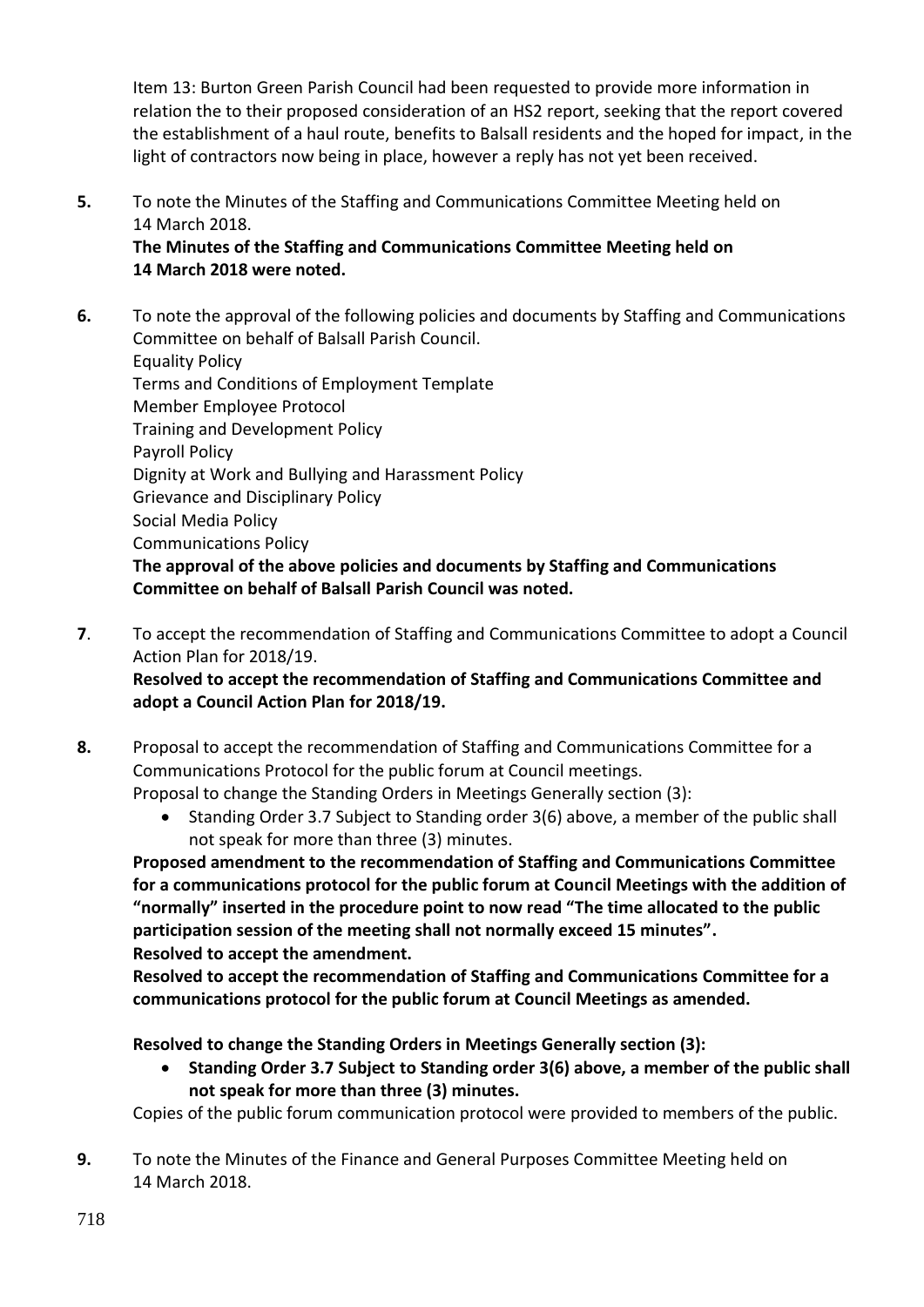Item 13: Burton Green Parish Council had been requested to provide more information in relation the to their proposed consideration of an HS2 report, seeking that the report covered the establishment of a haul route, benefits to Balsall residents and the hoped for impact, in the light of contractors now being in place, however a reply has not yet been received.

**5.** To note the Minutes of the Staffing and Communications Committee Meeting held on 14 March 2018.
**The Minutes of the Staffing and Communications Committee Meeting held on 14 March 2018 were noted.**

**6.** To note the approval of the following policies and documents by Staffing and Communications Committee on behalf of Balsall Parish Council.
Equality Policy
Terms and Conditions of Employment Template
Member Employee Protocol
Training and Development Policy
Payroll Policy
Dignity at Work and Bullying and Harassment Policy
Grievance and Disciplinary Policy
Social Media Policy
Communications Policy
**The approval of the above policies and documents by Staffing and Communications Committee on behalf of Balsall Parish Council was noted.**

**7**. To accept the recommendation of Staffing and Communications Committee to adopt a Council Action Plan for 2018/19.
**Resolved to accept the recommendation of Staffing and Communications Committee and adopt a Council Action Plan for 2018/19.**

**8.** Proposal to accept the recommendation of Staffing and Communications Committee for a Communications Protocol for the public forum at Council meetings.
Proposal to change the Standing Orders in Meetings Generally section (3):

- Standing Order 3.7 Subject to Standing order 3(6) above, a member of the public shall not speak for more than three (3) minutes.

**Proposed amendment to the recommendation of Staffing and Communications Committee for a communications protocol for the public forum at Council Meetings with the addition of "normally" inserted in the procedure point to now read "The time allocated to the public participation session of the meeting shall not normally exceed 15 minutes".**
**Resolved to accept the amendment.**
**Resolved to accept the recommendation of Staffing and Communications Committee for a communications protocol for the public forum at Council Meetings as amended.**

**Resolved to change the Standing Orders in Meetings Generally section (3):**

- **Standing Order 3.7 Subject to Standing order 3(6) above, a member of the public shall not speak for more than three (3) minutes.**

Copies of the public forum communication protocol were provided to members of the public.

**9.** To note the Minutes of the Finance and General Purposes Committee Meeting held on 14 March 2018.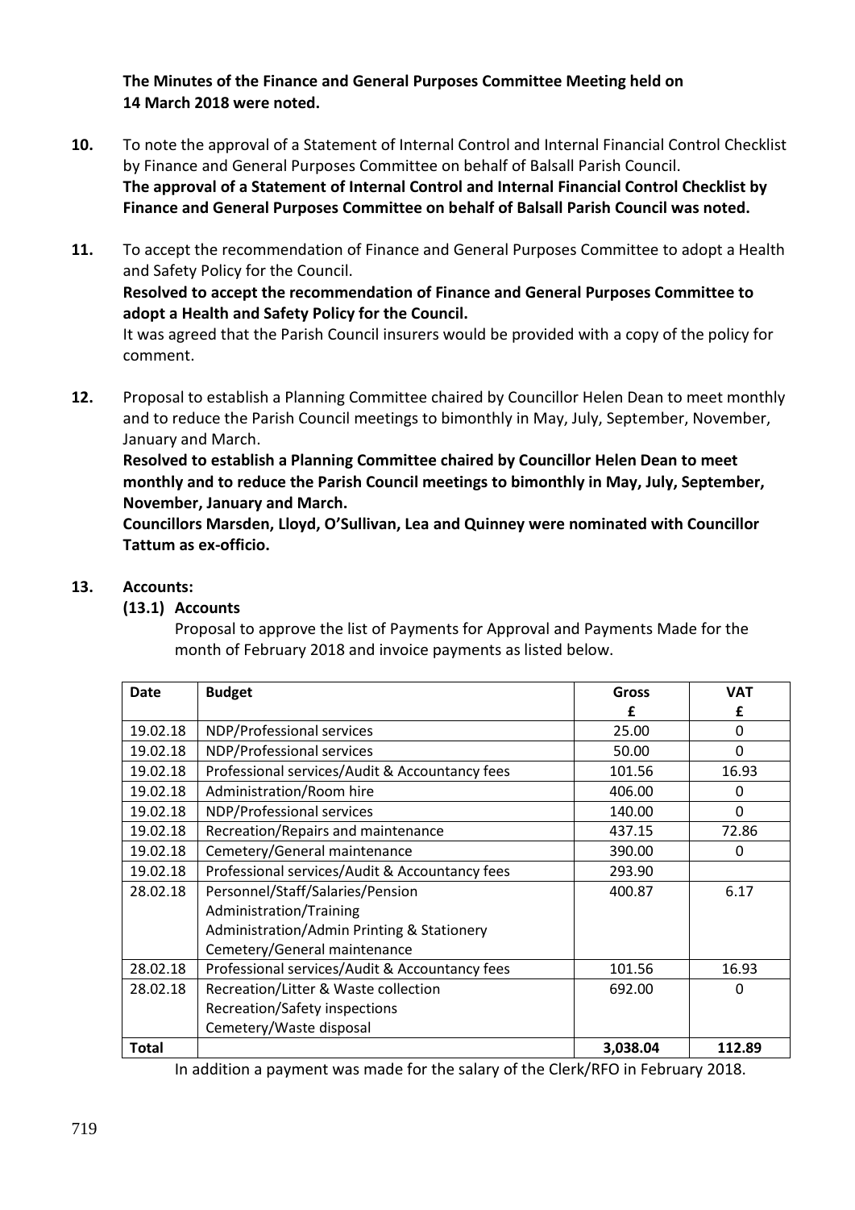**The Minutes of the Finance and General Purposes Committee Meeting held on 14 March 2018 were noted.**

**10.** To note the approval of a Statement of Internal Control and Internal Financial Control Checklist by Finance and General Purposes Committee on behalf of Balsall Parish Council.
**The approval of a Statement of Internal Control and Internal Financial Control Checklist by Finance and General Purposes Committee on behalf of Balsall Parish Council was noted.**

**11.** To accept the recommendation of Finance and General Purposes Committee to adopt a Health and Safety Policy for the Council.
**Resolved to accept the recommendation of Finance and General Purposes Committee to adopt a Health and Safety Policy for the Council.**
It was agreed that the Parish Council insurers would be provided with a copy of the policy for comment.

**12.** Proposal to establish a Planning Committee chaired by Councillor Helen Dean to meet monthly and to reduce the Parish Council meetings to bimonthly in May, July, September, November, January and March.
**Resolved to establish a Planning Committee chaired by Councillor Helen Dean to meet monthly and to reduce the Parish Council meetings to bimonthly in May, July, September, November, January and March.**
**Councillors Marsden, Lloyd, O'Sullivan, Lea and Quinney were nominated with Councillor Tattum as ex-officio.**

**13. Accounts:**

**(13.1) Accounts**

Proposal to approve the list of Payments for Approval and Payments Made for the month of February 2018 and invoice payments as listed below.

| Date | Budget | Gross £ | VAT £ |
|---|---|---|---|
| 19.02.18 | NDP/Professional services | 25.00 | 0 |
| 19.02.18 | NDP/Professional services | 50.00 | 0 |
| 19.02.18 | Professional services/Audit & Accountancy fees | 101.56 | 16.93 |
| 19.02.18 | Administration/Room hire | 406.00 | 0 |
| 19.02.18 | NDP/Professional services | 140.00 | 0 |
| 19.02.18 | Recreation/Repairs and maintenance | 437.15 | 72.86 |
| 19.02.18 | Cemetery/General maintenance | 390.00 | 0 |
| 19.02.18 | Professional services/Audit & Accountancy fees | 293.90 | |
| 28.02.18 | Personnel/Staff/Salaries/Pension<br>Administration/Training<br>Administration/Admin Printing & Stationery<br>Cemetery/General maintenance | 400.87 | 6.17 |
| 28.02.18 | Professional services/Audit & Accountancy fees | 101.56 | 16.93 |
| 28.02.18 | Recreation/Litter & Waste collection<br>Recreation/Safety inspections<br>Cemetery/Waste disposal | 692.00 | 0 |
| **Total** | | **3,038.04** | **112.89** |

In addition a payment was made for the salary of the Clerk/RFO in February 2018.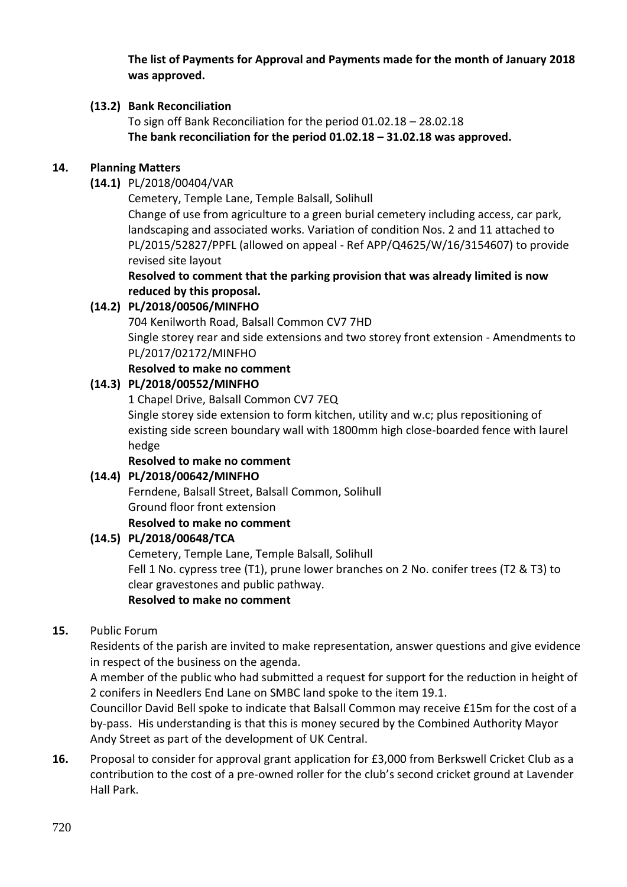**The list of Payments for Approval and Payments made for the month of January 2018 was approved.**

**(13.2) Bank Reconciliation**

To sign off Bank Reconciliation for the period 01.02.18 – 28.02.18

**The bank reconciliation for the period 01.02.18 – 31.02.18 was approved.**

**14. Planning Matters**

**(14.1)** PL/2018/00404/VAR

Cemetery, Temple Lane, Temple Balsall, Solihull

Change of use from agriculture to a green burial cemetery including access, car park, landscaping and associated works. Variation of condition Nos. 2 and 11 attached to PL/2015/52827/PPFL (allowed on appeal - Ref APP/Q4625/W/16/3154607) to provide revised site layout

**Resolved to comment that the parking provision that was already limited is now reduced by this proposal.**

**(14.2) PL/2018/00506/MINFHO**

704 Kenilworth Road, Balsall Common CV7 7HD

Single storey rear and side extensions and two storey front extension - Amendments to PL/2017/02172/MINFHO

**Resolved to make no comment**

**(14.3) PL/2018/00552/MINFHO**

1 Chapel Drive, Balsall Common CV7 7EQ

Single storey side extension to form kitchen, utility and w.c; plus repositioning of existing side screen boundary wall with 1800mm high close-boarded fence with laurel hedge

**Resolved to make no comment**

**(14.4) PL/2018/00642/MINFHO**

Ferndene, Balsall Street, Balsall Common, Solihull

Ground floor front extension

**Resolved to make no comment**

**(14.5) PL/2018/00648/TCA**

Cemetery, Temple Lane, Temple Balsall, Solihull

Fell 1 No. cypress tree (T1), prune lower branches on 2 No. conifer trees (T2 & T3) to clear gravestones and public pathway.

**Resolved to make no comment**

**15.** Public Forum

Residents of the parish are invited to make representation, answer questions and give evidence in respect of the business on the agenda.

A member of the public who had submitted a request for support for the reduction in height of 2 conifers in Needlers End Lane on SMBC land spoke to the item 19.1.

Councillor David Bell spoke to indicate that Balsall Common may receive £15m for the cost of a by-pass. His understanding is that this is money secured by the Combined Authority Mayor Andy Street as part of the development of UK Central.

**16.** Proposal to consider for approval grant application for £3,000 from Berkswell Cricket Club as a contribution to the cost of a pre-owned roller for the club's second cricket ground at Lavender Hall Park.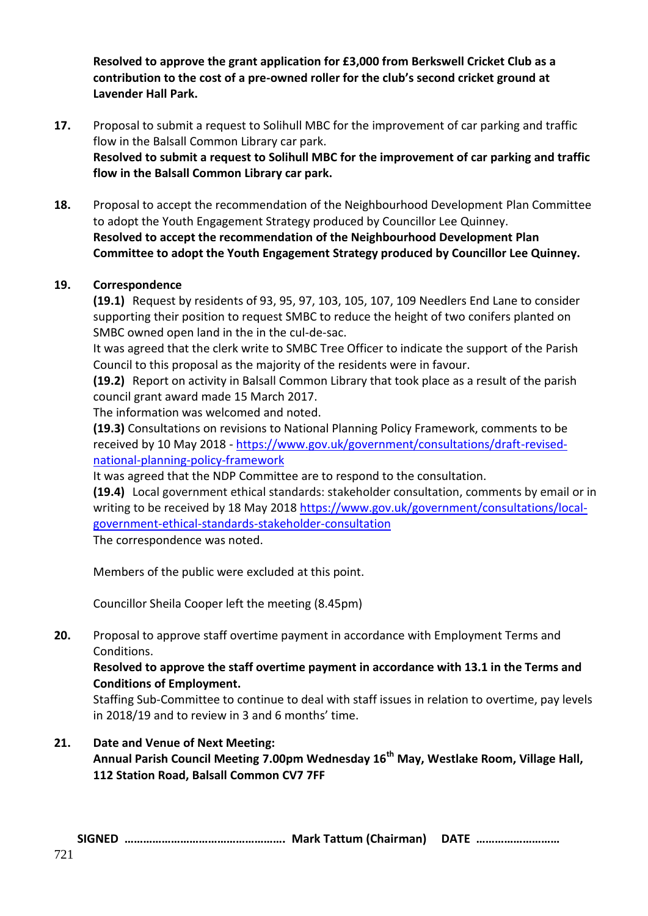**Resolved to approve the grant application for £3,000 from Berkswell Cricket Club as a contribution to the cost of a pre-owned roller for the club's second cricket ground at Lavender Hall Park.**

**17.** Proposal to submit a request to Solihull MBC for the improvement of car parking and traffic flow in the Balsall Common Library car park.
**Resolved to submit a request to Solihull MBC for the improvement of car parking and traffic flow in the Balsall Common Library car park.**

**18.** Proposal to accept the recommendation of the Neighbourhood Development Plan Committee to adopt the Youth Engagement Strategy produced by Councillor Lee Quinney.
**Resolved to accept the recommendation of the Neighbourhood Development Plan Committee to adopt the Youth Engagement Strategy produced by Councillor Lee Quinney.**

**19. Correspondence**

**(19.1)** Request by residents of 93, 95, 97, 103, 105, 107, 109 Needlers End Lane to consider supporting their position to request SMBC to reduce the height of two conifers planted on SMBC owned open land in the in the cul-de-sac.
It was agreed that the clerk write to SMBC Tree Officer to indicate the support of the Parish Council to this proposal as the majority of the residents were in favour.

**(19.2)** Report on activity in Balsall Common Library that took place as a result of the parish council grant award made 15 March 2017.
The information was welcomed and noted.

**(19.3)** Consultations on revisions to National Planning Policy Framework, comments to be received by 10 May 2018 - https://www.gov.uk/government/consultations/draft-revised-national-planning-policy-framework
It was agreed that the NDP Committee are to respond to the consultation.

**(19.4)** Local government ethical standards: stakeholder consultation, comments by email or in writing to be received by 18 May 2018 https://www.gov.uk/government/consultations/local-government-ethical-standards-stakeholder-consultation
The correspondence was noted.

Members of the public were excluded at this point.

Councillor Sheila Cooper left the meeting (8.45pm)

**20.** Proposal to approve staff overtime payment in accordance with Employment Terms and Conditions.
**Resolved to approve the staff overtime payment in accordance with 13.1 in the Terms and Conditions of Employment.**
Staffing Sub-Committee to continue to deal with staff issues in relation to overtime, pay levels in 2018/19 and to review in 3 and 6 months' time.

**21. Date and Venue of Next Meeting:**
**Annual Parish Council Meeting 7.00pm Wednesday 16th May, Westlake Room, Village Hall, 112 Station Road, Balsall Common CV7 7FF**

**SIGNED ……………………………………………. Mark Tattum (Chairman) DATE ………………………**